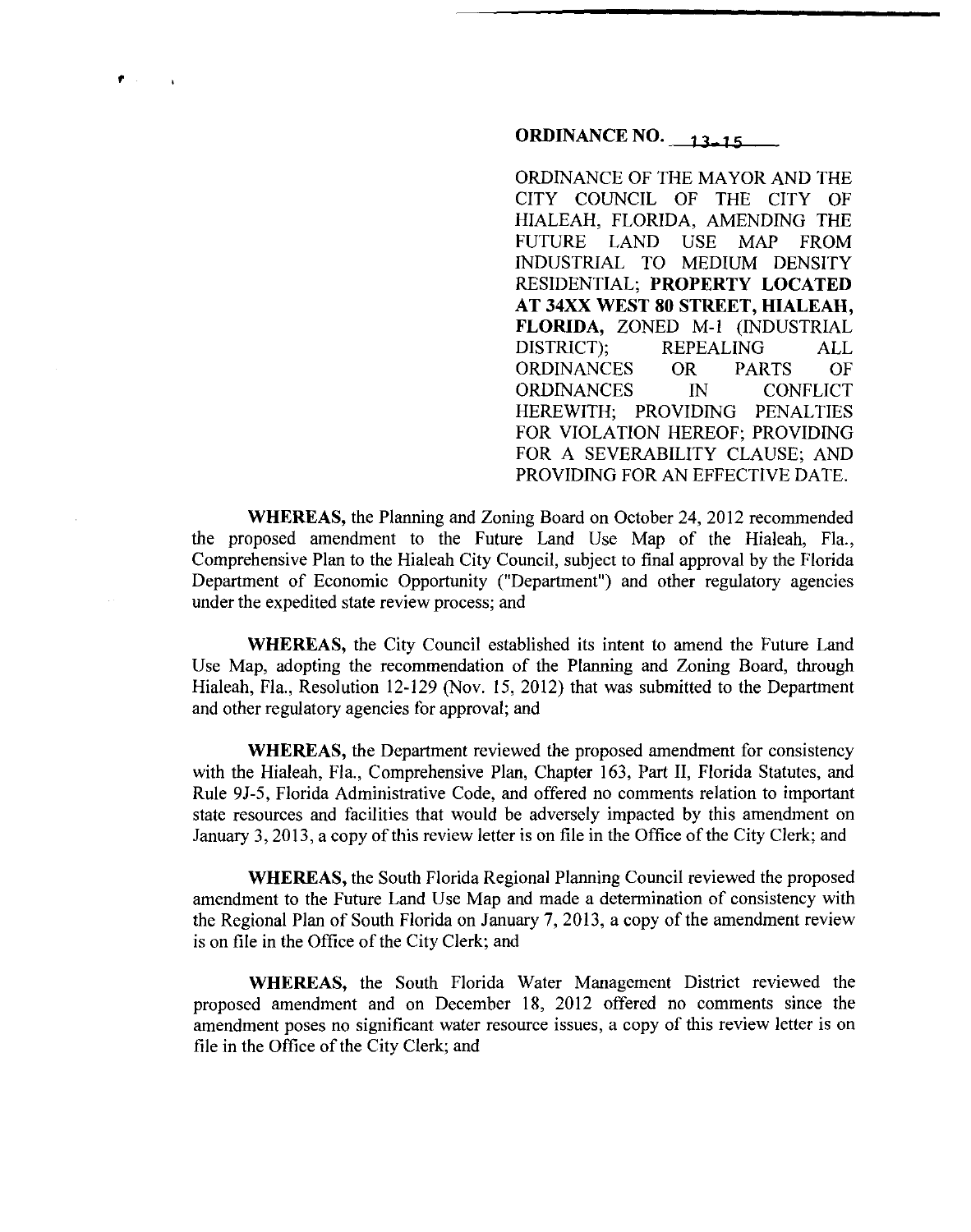**ORDINANCE NO. 13-15**

ORDINANCE OF THE MAYOR AND THE CITY COUNCIL OF THE CITY OF HIALEAH, FLORIDA, AMENDING THE FUTURE LAND USE MAP FROM INDUSTRIAL TO MEDIUM DENSITY RESIDENTIAL; **PROPERTY LOCATED AT 34XX WEST 80 STREET, HIALEAH, FLORIDA,** ZONED M-1 (INDUSTRIAL DISTRICT); REPEALING ALL ORDINANCES OR PARTS OF ORDINANCES IN CONFLICT HEREWITH; PROVIDING PENALTIES FOR VIOLATION HEREOF; PROVIDING FOR A SEVERABILITY CLAUSE; AND PROVIDING FOR AN EFFECTIVE DATE.

**WHEREAS,** the Planning and Zoning Board on October 24, 2012 recommended the proposed amendment to the Future Land Use Map of the Hialeah, Fla., Comprehensive Plan to the Hialeah City Council, subject to final approval by the Florida Department of Economic Opportunity ("Department") and other regulatory agencies under the expedited state review process; and

**WHEREAS,** the City Council established its intent to amend the Future Land Use Map, adopting the recommendation of the Planning and Zoning Board, through Hialeah, Fla., Resolution 12-129 (Nov. 15, 2012) that was submitted to the Department and other regulatory agencies for approval; and

**WHEREAS,** the Department reviewed the proposed amendment for consistency with the Hialeah, Fla., Comprehensive Plan, Chapter 163, Part II, Florida Statutes, and Rule 9J-5, Florida Administrative Code, and offered no comments relation to important state resources and facilities that would be adversely impacted by this amendment on January 3, 2013, a copy of this review letter is on file in the Office of the City Clerk; and

**WHEREAS,** the South Florida Regional Planning Council reviewed the proposed amendment to the Future Land Use Map and made a determination of consistency with the Regional Plan of South Florida on January 7, 2013, a copy of the amendment review is on file in the Office of the City Clerk; and

**WHEREAS,** the South Florida Water Management District reviewed the proposed amendment and on December 18, 2012 offered no comments since the amendment poses no significant water resource issues, a copy of this review letter is on file in the Office of the City Clerk; and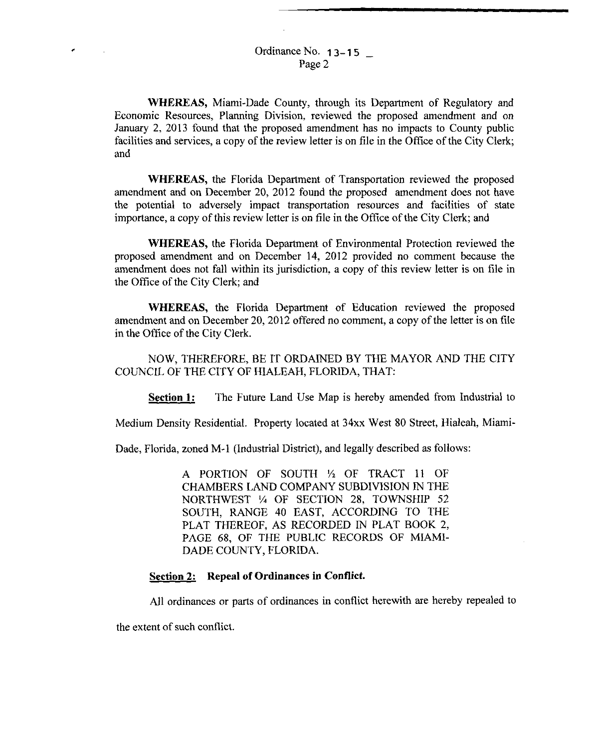**WHEREAS,** Miami-Dade County, through its Department of Regulatory and Economic Resources, Planning Division, reviewed the proposed amendment and on January 2, 2013 found that the proposed amendment has no impacts to County public facilities and services, a copy of the review letter is on file in the Office of the City Clerk; and

**WHEREAS,** the Florida Department of Transportation reviewed the proposed amendment and on December 20, 2012 found the proposed amendment does not have the potential to adversely impact transportation resources and facilities of state importance, a copy of this review letter is on file in the Office of the City Clerk; and

**WHEREAS,** the Florida Department of Environmental Protection reviewed the proposed amendment and on December 14, 2012 provided no comment because the amendment does not fall within its jurisdiction, a copy of this review letter is on file in the Office of the City Clerk; and

**WHEREAS,** the Florida Department of Education reviewed the proposed amendment and on December 20, 2012 offered no comment, a copy of the letter is on file in the Office of the City Clerk.

NOW, THEREFORE, BE IT ORDAINED BY THE MAYOR AND THE CITY COUNCIL OF THE CITY OF HIALEAH, FLORIDA, THAT:

**Section 1:** The Future Land Use Map is hereby amended from Industrial to Medium Density Residential. Property located at 34xx West 80 Street, Hialeah, Miami-Dade, Florida, zoned M-1 (Industrial District), and legally described as follows:

> A PORTION OF SOUTH ½ OF TRACT 11 OF CHAMBERS LAND COMPANY SUBDIVISION IN THE NORTHWEST ¼ OF SECTION 28, TOWNSHIP 52 SOUTH, RANGE 40 EAST, ACCORDING TO THE PLAT THEREOF, AS RECORDED IN PLAT BOOK 2, PAGE 68, OF THE PUBLIC RECORDS OF MIAMI-DADE COUNTY, FLORIDA.

**Section 2: Repeal of Ordinances in Conflict.**

All ordinances or parts of ordinances in conflict herewith are hereby repealed to the extent of such conflict.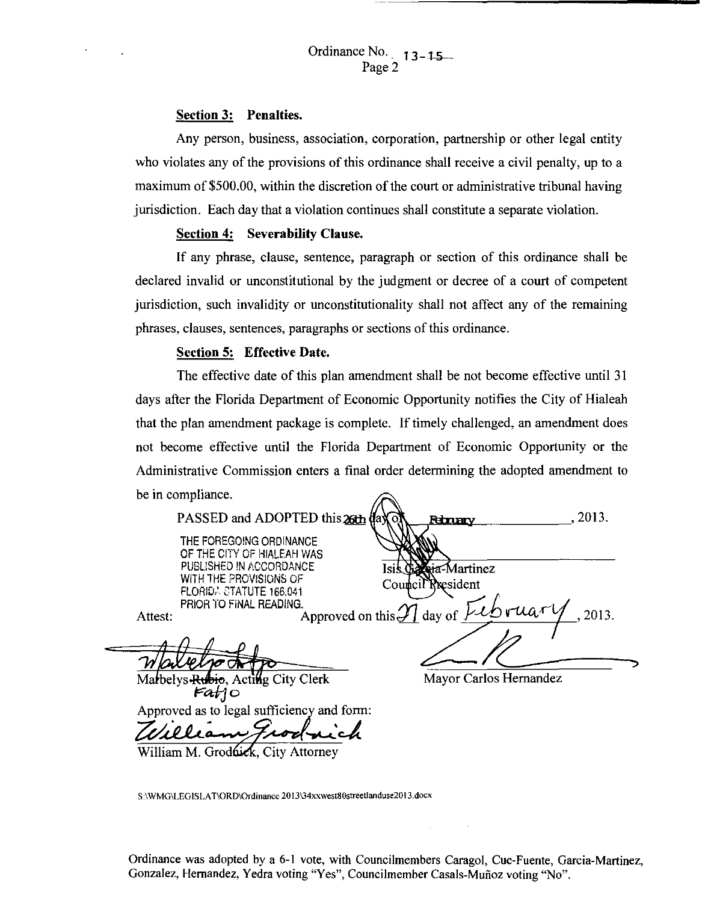Ordinance No. 13-15
Page 2

**Section 3: Penalties.**

Any person, business, association, corporation, partnership or other legal entity who violates any of the provisions of this ordinance shall receive a civil penalty, up to a maximum of $500.00, within the discretion of the court or administrative tribunal having jurisdiction. Each day that a violation continues shall constitute a separate violation.

**Section 4: Severability Clause.**

If any phrase, clause, sentence, paragraph or section of this ordinance shall be declared invalid or unconstitutional by the judgment or decree of a court of competent jurisdiction, such invalidity or unconstitutionality shall not affect any of the remaining phrases, clauses, sentences, paragraphs or sections of this ordinance.

**Section 5: Effective Date.**

The effective date of this plan amendment shall be not become effective until 31 days after the Florida Department of Economic Opportunity notifies the City of Hialeah that the plan amendment package is complete. If timely challenged, an amendment does not become effective until the Florida Department of Economic Opportunity or the Administrative Commission enters a final order determining the adopted amendment to be in compliance.

PASSED and ADOPTED this 26th day of February, 2013.

THE FOREGOING ORDINANCE OF THE CITY OF HIALEAH WAS PUBLISHED IN ACCORDANCE WITH THE PROVISIONS OF FLORIDA STATUTE 166.041 PRIOR TO FINAL READING.

Isis Garcia-Martinez
Council President

Attest:

Approved on this 27 day of February, 2013.

Marbelys ~~Rubio~~ Fatjo, Acting City Clerk

Mayor Carlos Hernandez

Approved as to legal sufficiency and form:

William M. Grodnick, City Attorney

S:\WMG\LEGISLAT\ORD\Ordinance 2013\34xxwest80streetlanduse2013.docx

Ordinance was adopted by a 6-1 vote, with Councilmembers Caragol, Cue-Fuente, Garcia-Martinez, Gonzalez, Hernandez, Yedra voting "Yes", Councilmember Casals-Muñoz voting "No".